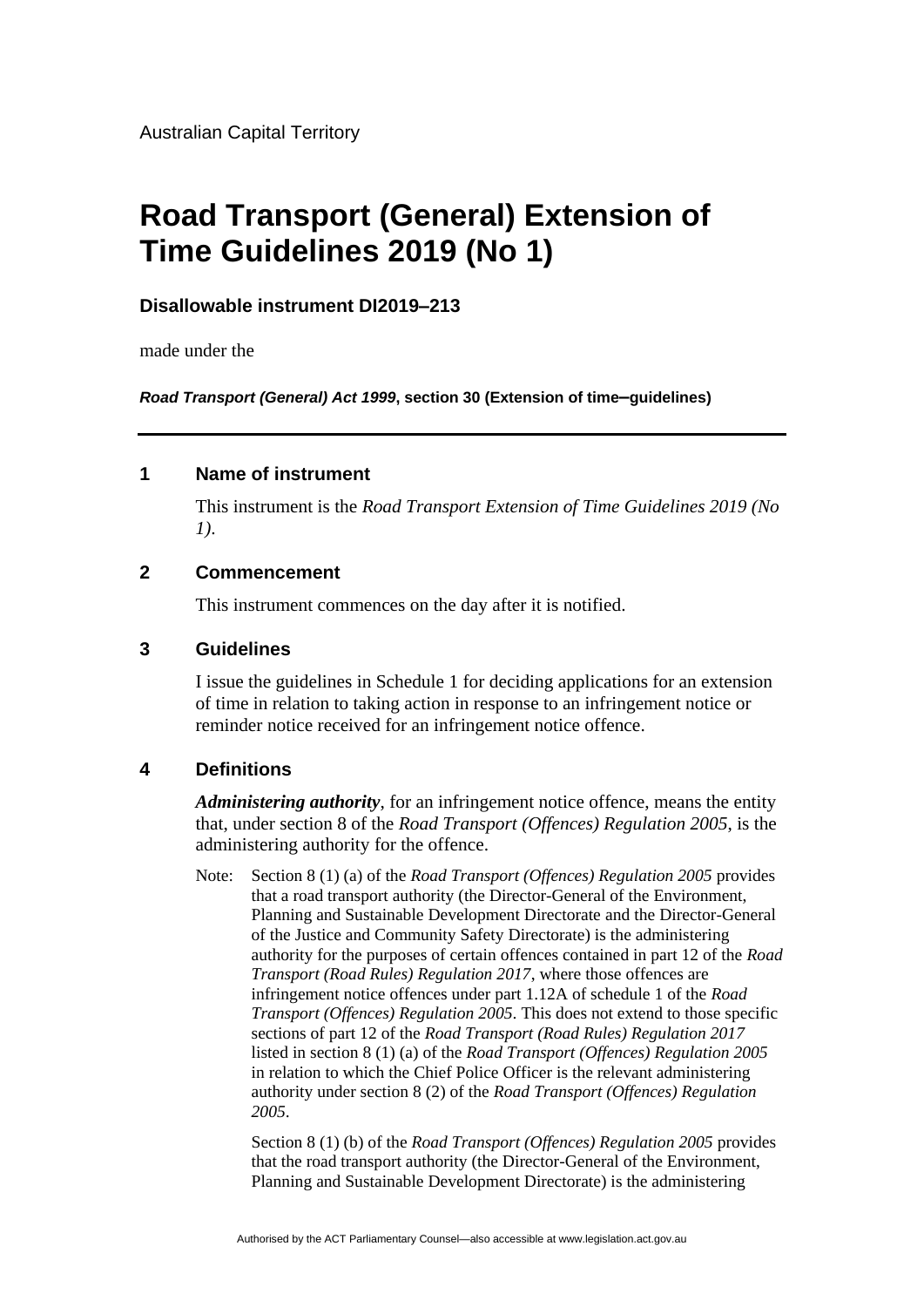Australian Capital Territory

# Road Transport (General) Extension of Time Guidelines 2019 (No 1)

**Disallowable instrument DI2019–213**

made under the

***Road Transport (General) Act 1999*, section 30 (Extension of time–guidelines)**

---

## 1 Name of instrument

This instrument is the *Road Transport Extension of Time Guidelines 2019 (No 1)*.

## 2 Commencement

This instrument commences on the day after it is notified.

## 3 Guidelines

I issue the guidelines in Schedule 1 for deciding applications for an extension of time in relation to taking action in response to an infringement notice or reminder notice received for an infringement notice offence.

## 4 Definitions

***Administering authority***, for an infringement notice offence, means the entity that, under section 8 of the *Road Transport (Offences) Regulation 2005*, is the administering authority for the offence.

Note: Section 8 (1) (a) of the *Road Transport (Offences) Regulation 2005* provides that a road transport authority (the Director-General of the Environment, Planning and Sustainable Development Directorate and the Director-General of the Justice and Community Safety Directorate) is the administering authority for the purposes of certain offences contained in part 12 of the *Road Transport (Road Rules) Regulation 2017*, where those offences are infringement notice offences under part 1.12A of schedule 1 of the *Road Transport (Offences) Regulation 2005*. This does not extend to those specific sections of part 12 of the *Road Transport (Road Rules) Regulation 2017* listed in section 8 (1) (a) of the *Road Transport (Offences) Regulation 2005* in relation to which the Chief Police Officer is the relevant administering authority under section 8 (2) of the *Road Transport (Offences) Regulation 2005*.

Section 8 (1) (b) of the *Road Transport (Offences) Regulation 2005* provides that the road transport authority (the Director-General of the Environment, Planning and Sustainable Development Directorate) is the administering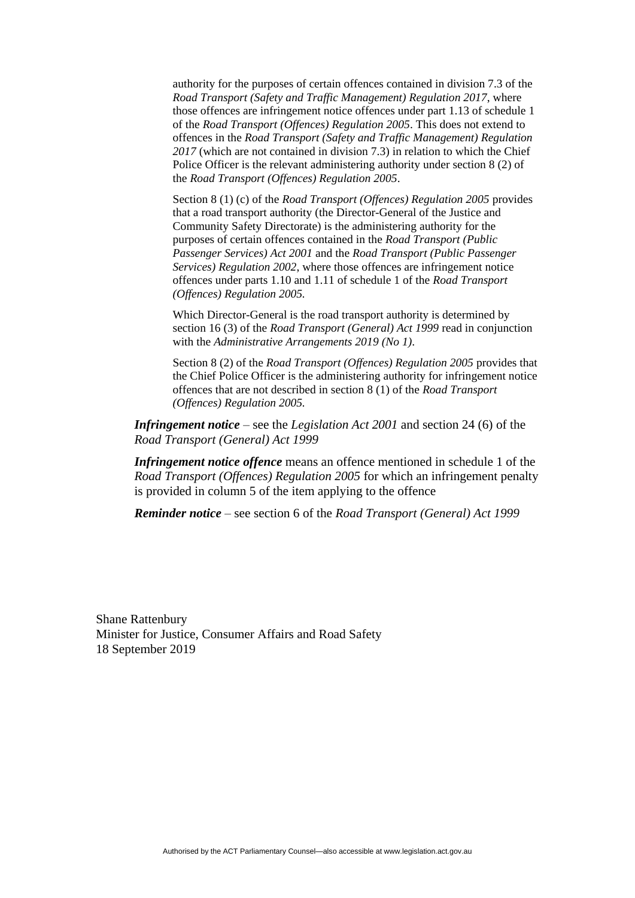authority for the purposes of certain offences contained in division 7.3 of the *Road Transport (Safety and Traffic Management) Regulation 2017*, where those offences are infringement notice offences under part 1.13 of schedule 1 of the *Road Transport (Offences) Regulation 2005*. This does not extend to offences in the *Road Transport (Safety and Traffic Management) Regulation 2017* (which are not contained in division 7.3) in relation to which the Chief Police Officer is the relevant administering authority under section 8 (2) of the *Road Transport (Offences) Regulation 2005*.

Section 8 (1) (c) of the *Road Transport (Offences) Regulation 2005* provides that a road transport authority (the Director-General of the Justice and Community Safety Directorate) is the administering authority for the purposes of certain offences contained in the *Road Transport (Public Passenger Services) Act 2001* and the *Road Transport (Public Passenger Services) Regulation 2002*, where those offences are infringement notice offences under parts 1.10 and 1.11 of schedule 1 of the *Road Transport (Offences) Regulation 2005.*

Which Director-General is the road transport authority is determined by section 16 (3) of the *Road Transport (General) Act 1999* read in conjunction with the *Administrative Arrangements 2019 (No 1)*.

Section 8 (2) of the *Road Transport (Offences) Regulation 2005* provides that the Chief Police Officer is the administering authority for infringement notice offences that are not described in section 8 (1) of the *Road Transport (Offences) Regulation 2005.*

***Infringement notice*** – see the *Legislation Act 2001* and section 24 (6) of the *Road Transport (General) Act 1999*

***Infringement notice offence*** means an offence mentioned in schedule 1 of the *Road Transport (Offences) Regulation 2005* for which an infringement penalty is provided in column 5 of the item applying to the offence

***Reminder notice*** – see section 6 of the *Road Transport (General) Act 1999*

Shane Rattenbury
Minister for Justice, Consumer Affairs and Road Safety
18 September 2019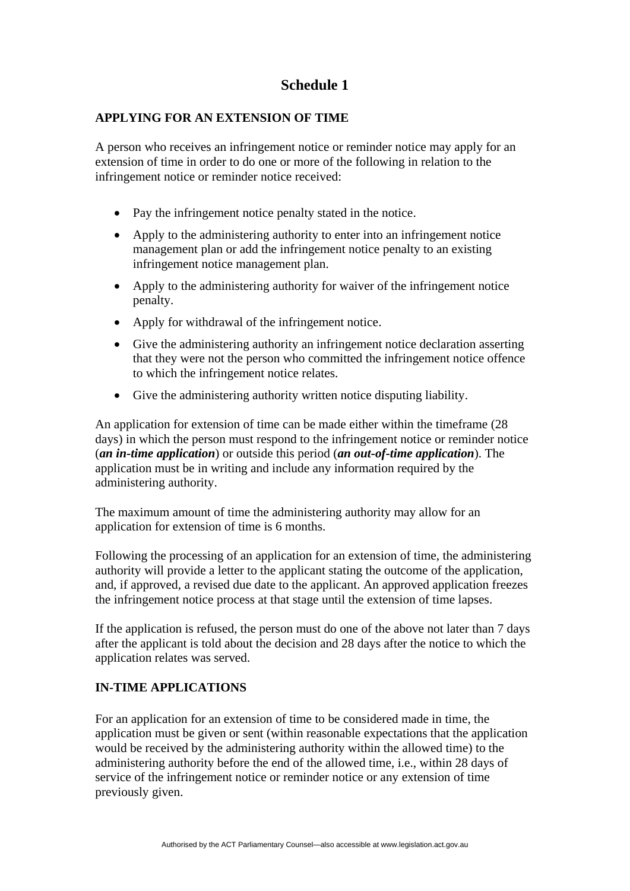# Schedule 1

## APPLYING FOR AN EXTENSION OF TIME

A person who receives an infringement notice or reminder notice may apply for an extension of time in order to do one or more of the following in relation to the infringement notice or reminder notice received:

- Pay the infringement notice penalty stated in the notice.
- Apply to the administering authority to enter into an infringement notice management plan or add the infringement notice penalty to an existing infringement notice management plan.
- Apply to the administering authority for waiver of the infringement notice penalty.
- Apply for withdrawal of the infringement notice.
- Give the administering authority an infringement notice declaration asserting that they were not the person who committed the infringement notice offence to which the infringement notice relates.
- Give the administering authority written notice disputing liability.

An application for extension of time can be made either within the timeframe (28 days) in which the person must respond to the infringement notice or reminder notice (***an in-time application***) or outside this period (***an out-of-time application***). The application must be in writing and include any information required by the administering authority.

The maximum amount of time the administering authority may allow for an application for extension of time is 6 months.

Following the processing of an application for an extension of time, the administering authority will provide a letter to the applicant stating the outcome of the application, and, if approved, a revised due date to the applicant. An approved application freezes the infringement notice process at that stage until the extension of time lapses.

If the application is refused, the person must do one of the above not later than 7 days after the applicant is told about the decision and 28 days after the notice to which the application relates was served.

## IN-TIME APPLICATIONS

For an application for an extension of time to be considered made in time, the application must be given or sent (within reasonable expectations that the application would be received by the administering authority within the allowed time) to the administering authority before the end of the allowed time, i.e., within 28 days of service of the infringement notice or reminder notice or any extension of time previously given.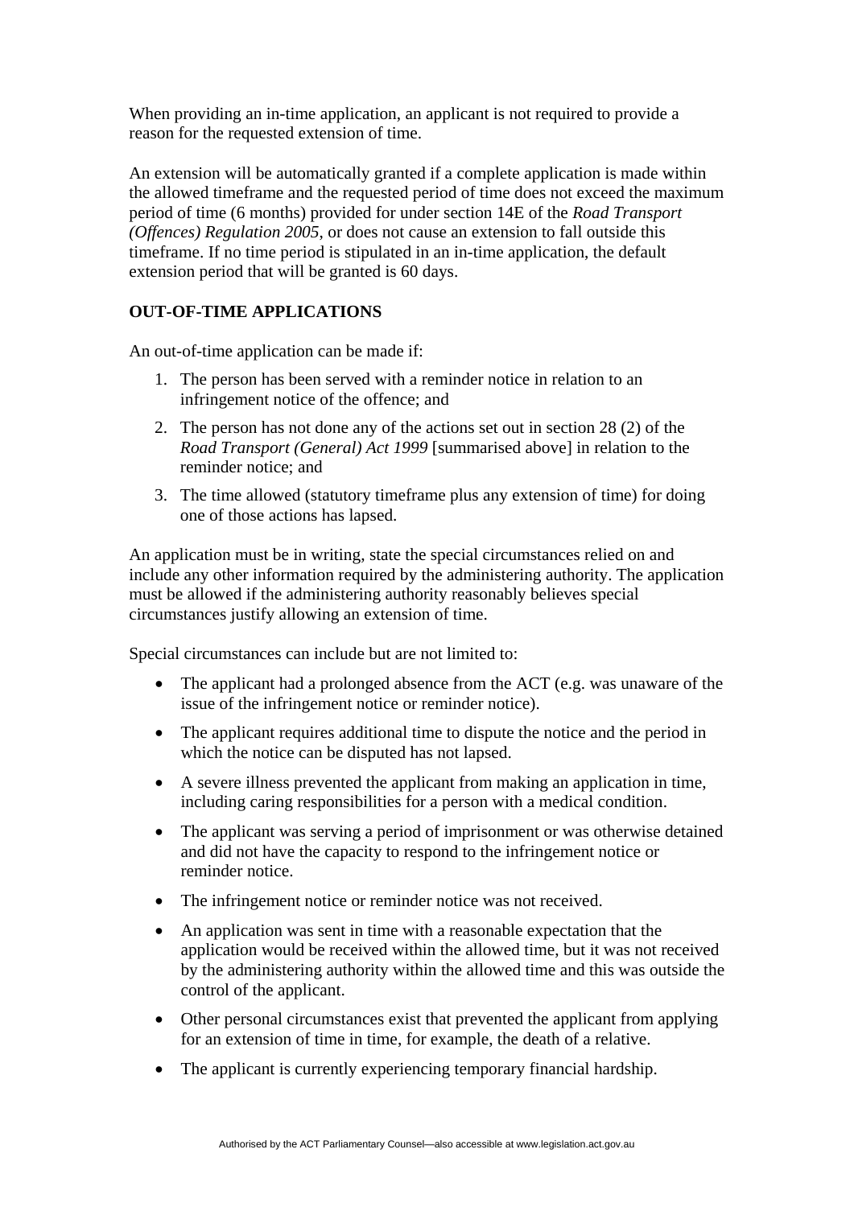When providing an in-time application, an applicant is not required to provide a reason for the requested extension of time.

An extension will be automatically granted if a complete application is made within the allowed timeframe and the requested period of time does not exceed the maximum period of time (6 months) provided for under section 14E of the *Road Transport (Offences) Regulation 2005*, or does not cause an extension to fall outside this timeframe. If no time period is stipulated in an in-time application, the default extension period that will be granted is 60 days.

**OUT-OF-TIME APPLICATIONS**

An out-of-time application can be made if:

1. The person has been served with a reminder notice in relation to an infringement notice of the offence; and
2. The person has not done any of the actions set out in section 28 (2) of the *Road Transport (General) Act 1999* [summarised above] in relation to the reminder notice; and
3. The time allowed (statutory timeframe plus any extension of time) for doing one of those actions has lapsed.

An application must be in writing, state the special circumstances relied on and include any other information required by the administering authority. The application must be allowed if the administering authority reasonably believes special circumstances justify allowing an extension of time.

Special circumstances can include but are not limited to:

- The applicant had a prolonged absence from the ACT (e.g. was unaware of the issue of the infringement notice or reminder notice).
- The applicant requires additional time to dispute the notice and the period in which the notice can be disputed has not lapsed.
- A severe illness prevented the applicant from making an application in time, including caring responsibilities for a person with a medical condition.
- The applicant was serving a period of imprisonment or was otherwise detained and did not have the capacity to respond to the infringement notice or reminder notice.
- The infringement notice or reminder notice was not received.
- An application was sent in time with a reasonable expectation that the application would be received within the allowed time, but it was not received by the administering authority within the allowed time and this was outside the control of the applicant.
- Other personal circumstances exist that prevented the applicant from applying for an extension of time in time, for example, the death of a relative.
- The applicant is currently experiencing temporary financial hardship.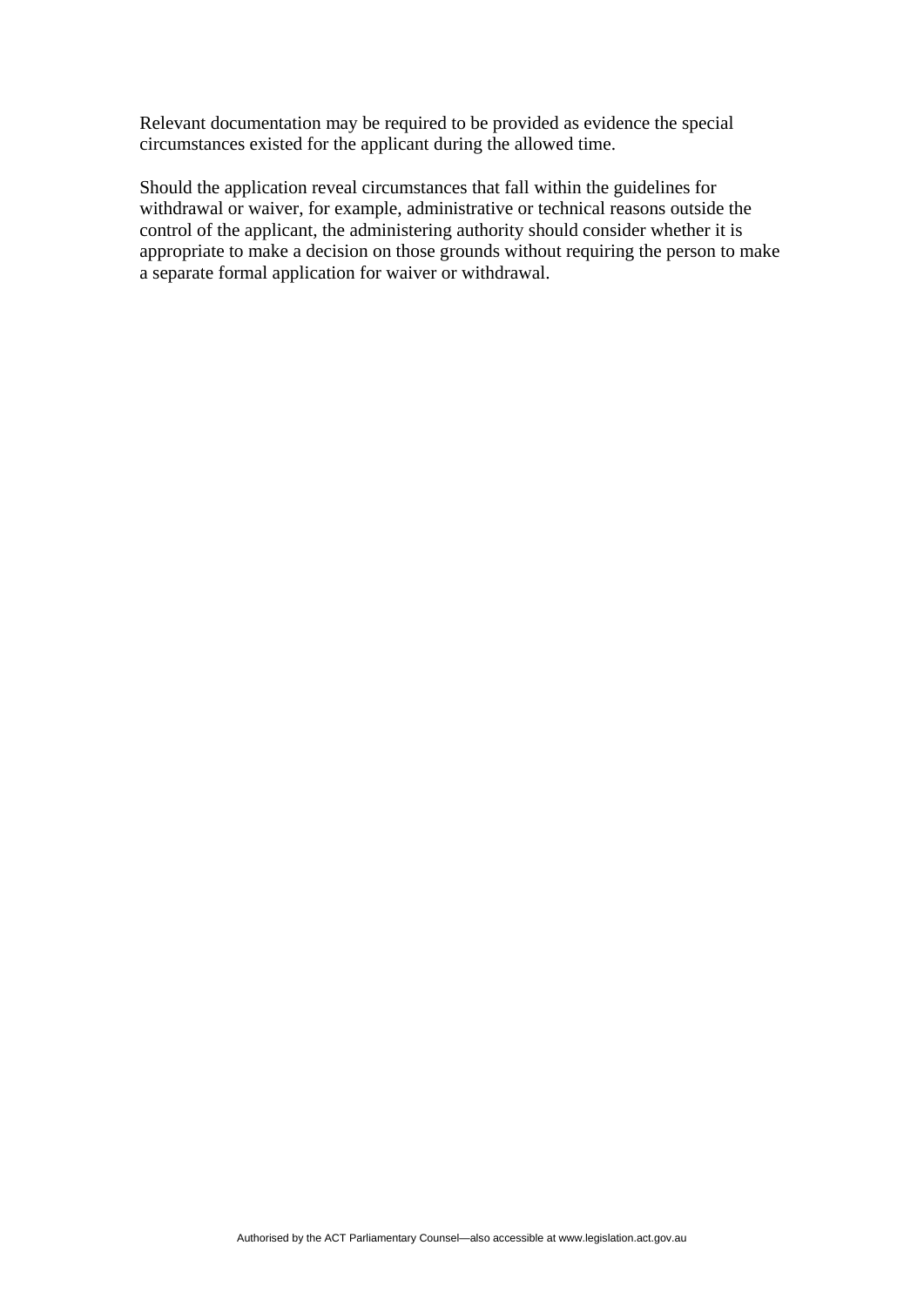Relevant documentation may be required to be provided as evidence the special circumstances existed for the applicant during the allowed time.

Should the application reveal circumstances that fall within the guidelines for withdrawal or waiver, for example, administrative or technical reasons outside the control of the applicant, the administering authority should consider whether it is appropriate to make a decision on those grounds without requiring the person to make a separate formal application for waiver or withdrawal.